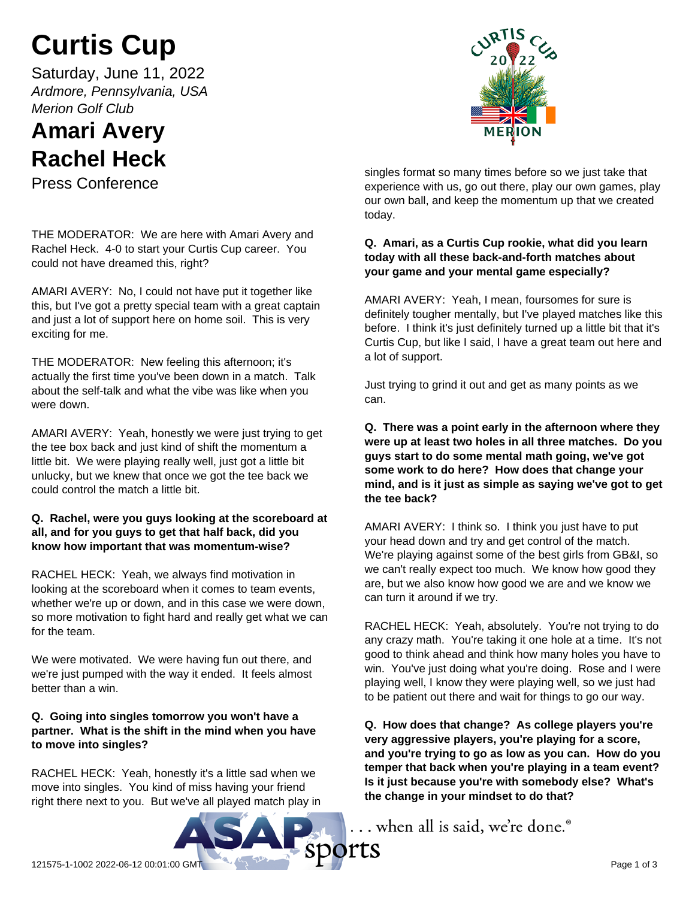# Curtis Cup

Saturday, June 11, 2022

*Ardmore, Pennsylvania, USA*

*Merion Golf Club*

# Amari Avery
# Rachel Heck

Press Conference

THE MODERATOR: We are here with Amari Avery and Rachel Heck. 4-0 to start your Curtis Cup career. You could not have dreamed this, right?

AMARI AVERY: No, I could not have put it together like this, but I've got a pretty special team with a great captain and just a lot of support here on home soil. This is very exciting for me.

THE MODERATOR: New feeling this afternoon; it's actually the first time you've been down in a match. Talk about the self-talk and what the vibe was like when you were down.

AMARI AVERY: Yeah, honestly we were just trying to get the tee box back and just kind of shift the momentum a little bit. We were playing really well, just got a little bit unlucky, but we knew that once we got the tee back we could control the match a little bit.

**Q. Rachel, were you guys looking at the scoreboard at all, and for you guys to get that half back, did you know how important that was momentum-wise?**

RACHEL HECK: Yeah, we always find motivation in looking at the scoreboard when it comes to team events, whether we're up or down, and in this case we were down, so more motivation to fight hard and really get what we can for the team.

We were motivated. We were having fun out there, and we're just pumped with the way it ended. It feels almost better than a win.

**Q. Going into singles tomorrow you won't have a partner. What is the shift in the mind when you have to move into singles?**

RACHEL HECK: Yeah, honestly it's a little sad when we move into singles. You kind of miss having your friend right there next to you. But we've all played match play in singles format so many times before so we just take that experience with us, go out there, play our own games, play our own ball, and keep the momentum up that we created today.

**Q. Amari, as a Curtis Cup rookie, what did you learn today with all these back-and-forth matches about your game and your mental game especially?**

AMARI AVERY: Yeah, I mean, foursomes for sure is definitely tougher mentally, but I've played matches like this before. I think it's just definitely turned up a little bit that it's Curtis Cup, but like I said, I have a great team out here and a lot of support.

Just trying to grind it out and get as many points as we can.

**Q. There was a point early in the afternoon where they were up at least two holes in all three matches. Do you guys start to do some mental math going, we've got some work to do here? How does that change your mind, and is it just as simple as saying we've got to get the tee back?**

AMARI AVERY: I think so. I think you just have to put your head down and try and get control of the match. We're playing against some of the best girls from GB&I, so we can't really expect too much. We know how good they are, but we also know how good we are and we know we can turn it around if we try.

RACHEL HECK: Yeah, absolutely. You're not trying to do any crazy math. You're taking it one hole at a time. It's not good to think ahead and think how many holes you have to win. You've just doing what you're doing. Rose and I were playing well, I know they were playing well, so we just had to be patient out there and wait for things to go our way.

**Q. How does that change? As college players you're very aggressive players, you're playing for a score, and you're trying to go as low as you can. How do you temper that back when you're playing in a team event? Is it just because you're with somebody else? What's the change in your mindset to do that?**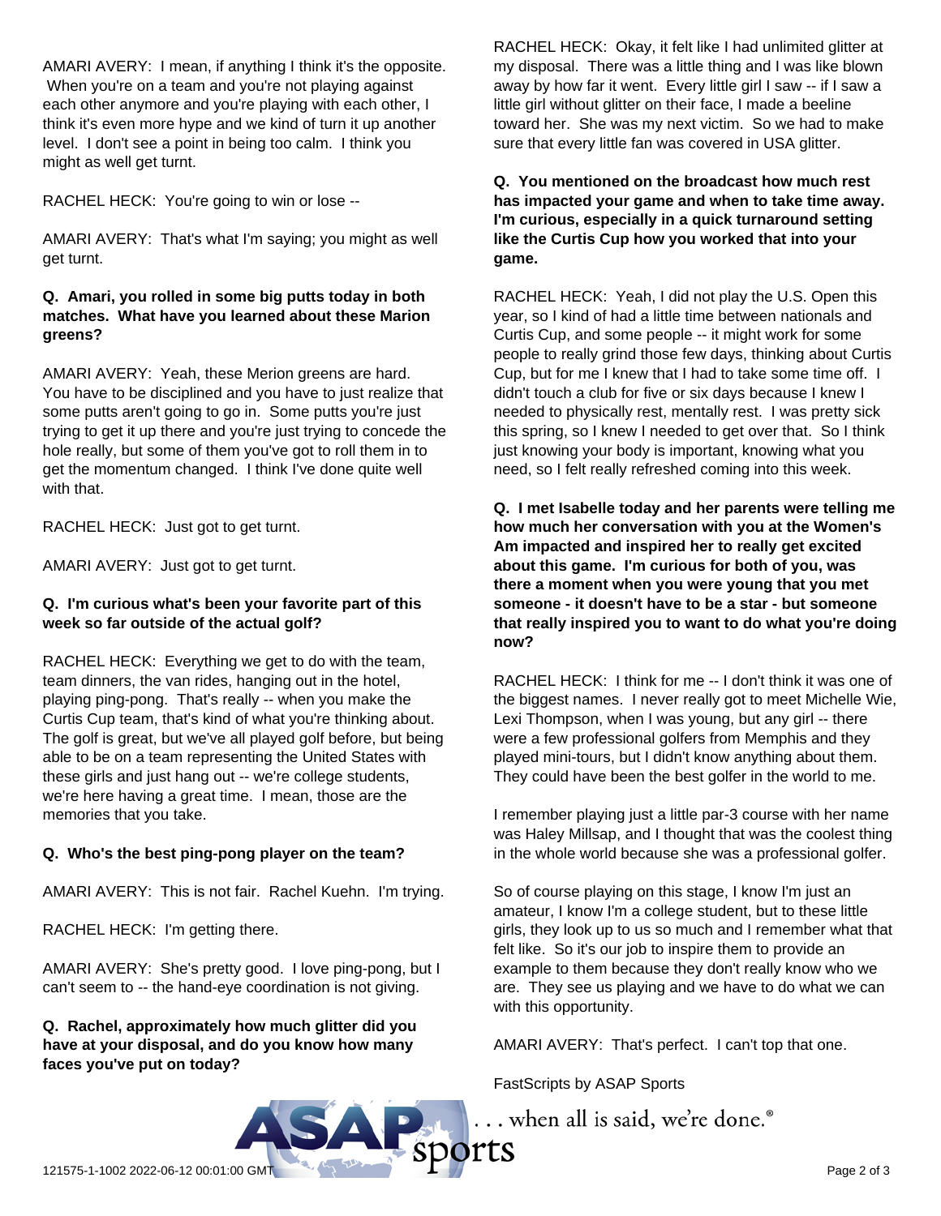AMARI AVERY: I mean, if anything I think it's the opposite. When you're on a team and you're not playing against each other anymore and you're playing with each other, I think it's even more hype and we kind of turn it up another level. I don't see a point in being too calm. I think you might as well get turnt.

RACHEL HECK: You're going to win or lose --

AMARI AVERY: That's what I'm saying; you might as well get turnt.

**Q. Amari, you rolled in some big putts today in both matches. What have you learned about these Marion greens?**

AMARI AVERY: Yeah, these Merion greens are hard. You have to be disciplined and you have to just realize that some putts aren't going to go in. Some putts you're just trying to get it up there and you're just trying to concede the hole really, but some of them you've got to roll them in to get the momentum changed. I think I've done quite well with that.

RACHEL HECK: Just got to get turnt.

AMARI AVERY: Just got to get turnt.

**Q. I'm curious what's been your favorite part of this week so far outside of the actual golf?**

RACHEL HECK: Everything we get to do with the team, team dinners, the van rides, hanging out in the hotel, playing ping-pong. That's really -- when you make the Curtis Cup team, that's kind of what you're thinking about. The golf is great, but we've all played golf before, but being able to be on a team representing the United States with these girls and just hang out -- we're college students, we're here having a great time. I mean, those are the memories that you take.

**Q. Who's the best ping-pong player on the team?**

AMARI AVERY: This is not fair. Rachel Kuehn. I'm trying.

RACHEL HECK: I'm getting there.

AMARI AVERY: She's pretty good. I love ping-pong, but I can't seem to -- the hand-eye coordination is not giving.

**Q. Rachel, approximately how much glitter did you have at your disposal, and do you know how many faces you've put on today?**

RACHEL HECK: Okay, it felt like I had unlimited glitter at my disposal. There was a little thing and I was like blown away by how far it went. Every little girl I saw -- if I saw a little girl without glitter on their face, I made a beeline toward her. She was my next victim. So we had to make sure that every little fan was covered in USA glitter.

**Q. You mentioned on the broadcast how much rest has impacted your game and when to take time away. I'm curious, especially in a quick turnaround setting like the Curtis Cup how you worked that into your game.**

RACHEL HECK: Yeah, I did not play the U.S. Open this year, so I kind of had a little time between nationals and Curtis Cup, and some people -- it might work for some people to really grind those few days, thinking about Curtis Cup, but for me I knew that I had to take some time off. I didn't touch a club for five or six days because I knew I needed to physically rest, mentally rest. I was pretty sick this spring, so I knew I needed to get over that. So I think just knowing your body is important, knowing what you need, so I felt really refreshed coming into this week.

**Q. I met Isabelle today and her parents were telling me how much her conversation with you at the Women's Am impacted and inspired her to really get excited about this game. I'm curious for both of you, was there a moment when you were young that you met someone - it doesn't have to be a star - but someone that really inspired you to want to do what you're doing now?**

RACHEL HECK: I think for me -- I don't think it was one of the biggest names. I never really got to meet Michelle Wie, Lexi Thompson, when I was young, but any girl -- there were a few professional golfers from Memphis and they played mini-tours, but I didn't know anything about them. They could have been the best golfer in the world to me.

I remember playing just a little par-3 course with her name was Haley Millsap, and I thought that was the coolest thing in the whole world because she was a professional golfer.

So of course playing on this stage, I know I'm just an amateur, I know I'm a college student, but to these little girls, they look up to us so much and I remember what that felt like. So it's our job to inspire them to provide an example to them because they don't really know who we are. They see us playing and we have to do what we can with this opportunity.

AMARI AVERY: That's perfect. I can't top that one.

FastScripts by ASAP Sports